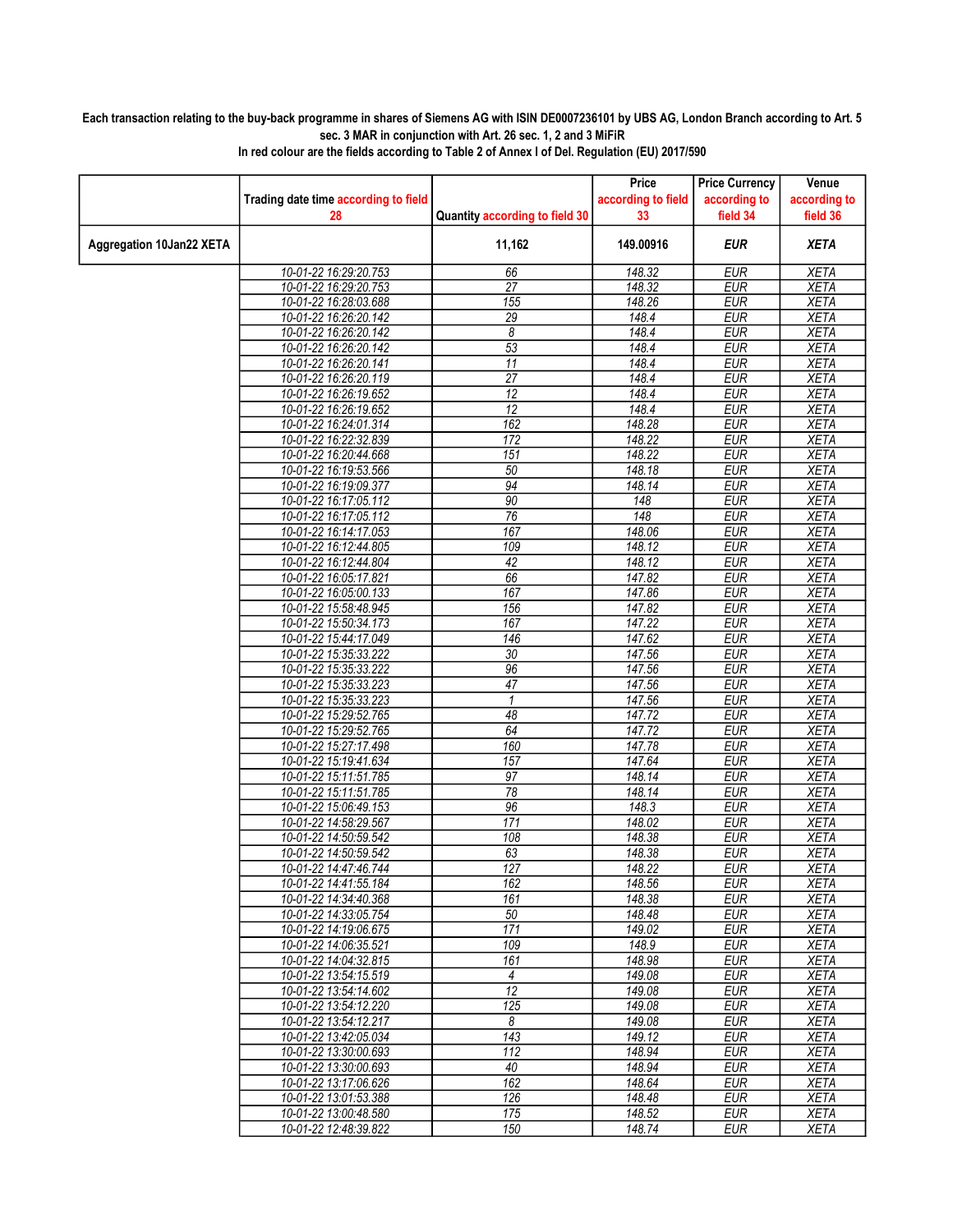**Each transaction relating to the buy-back programme in shares of Siemens AG with ISIN DE0007236101 by UBS AG, London Branch according to Art. 5 sec. 3 MAR in conjunction with Art. 26 sec. 1, 2 and 3 MiFiR**

**In red colour are the fields according to Table 2 of Annex I of Del. Regulation (EU) 2017/590**

| | Trading date time according to field 28 | Quantity according to field 30 | Price according to field 33 | Price Currency according to field 34 | Venue according to field 36 |
|---|---|---|---|---|---|
| **Aggregation 10Jan22 XETA** | | **11,162** | **149.00916** | ***EUR*** | ***XETA*** |
| | 10-01-22 16:29:20.753 | 66 | 148.32 | EUR | XETA |
| | 10-01-22 16:29:20.753 | 27 | 148.32 | EUR | XETA |
| | 10-01-22 16:28:03.688 | 155 | 148.26 | EUR | XETA |
| | 10-01-22 16:26:20.142 | 29 | 148.4 | EUR | XETA |
| | 10-01-22 16:26:20.142 | 8 | 148.4 | EUR | XETA |
| | 10-01-22 16:26:20.142 | 53 | 148.4 | EUR | XETA |
| | 10-01-22 16:26:20.141 | 11 | 148.4 | EUR | XETA |
| | 10-01-22 16:26:20.119 | 27 | 148.4 | EUR | XETA |
| | 10-01-22 16:26:19.652 | 12 | 148.4 | EUR | XETA |
| | 10-01-22 16:26:19.652 | 12 | 148.4 | EUR | XETA |
| | 10-01-22 16:24:01.314 | 162 | 148.28 | EUR | XETA |
| | 10-01-22 16:22:32.839 | 172 | 148.22 | EUR | XETA |
| | 10-01-22 16:20:44.668 | 151 | 148.22 | EUR | XETA |
| | 10-01-22 16:19:53.566 | 50 | 148.18 | EUR | XETA |
| | 10-01-22 16:19:09.377 | 94 | 148.14 | EUR | XETA |
| | 10-01-22 16:17:05.112 | 90 | 148 | EUR | XETA |
| | 10-01-22 16:17:05.112 | 76 | 148 | EUR | XETA |
| | 10-01-22 16:14:17.053 | 167 | 148.06 | EUR | XETA |
| | 10-01-22 16:12:44.805 | 109 | 148.12 | EUR | XETA |
| | 10-01-22 16:12:44.804 | 42 | 148.12 | EUR | XETA |
| | 10-01-22 16:05:17.821 | 66 | 147.82 | EUR | XETA |
| | 10-01-22 16:05:00.133 | 167 | 147.86 | EUR | XETA |
| | 10-01-22 15:58:48.945 | 156 | 147.82 | EUR | XETA |
| | 10-01-22 15:50:34.173 | 167 | 147.22 | EUR | XETA |
| | 10-01-22 15:44:17.049 | 146 | 147.62 | EUR | XETA |
| | 10-01-22 15:35:33.222 | 30 | 147.56 | EUR | XETA |
| | 10-01-22 15:35:33.222 | 96 | 147.56 | EUR | XETA |
| | 10-01-22 15:35:33.223 | 47 | 147.56 | EUR | XETA |
| | 10-01-22 15:35:33.223 | 1 | 147.56 | EUR | XETA |
| | 10-01-22 15:29:52.765 | 48 | 147.72 | EUR | XETA |
| | 10-01-22 15:29:52.765 | 64 | 147.72 | EUR | XETA |
| | 10-01-22 15:27:17.498 | 160 | 147.78 | EUR | XETA |
| | 10-01-22 15:19:41.634 | 157 | 147.64 | EUR | XETA |
| | 10-01-22 15:11:51.785 | 97 | 148.14 | EUR | XETA |
| | 10-01-22 15:11:51.785 | 78 | 148.14 | EUR | XETA |
| | 10-01-22 15:06:49.153 | 96 | 148.3 | EUR | XETA |
| | 10-01-22 14:58:29.567 | 171 | 148.02 | EUR | XETA |
| | 10-01-22 14:50:59.542 | 108 | 148.38 | EUR | XETA |
| | 10-01-22 14:50:59.542 | 63 | 148.38 | EUR | XETA |
| | 10-01-22 14:47:46.744 | 127 | 148.22 | EUR | XETA |
| | 10-01-22 14:41:55.184 | 162 | 148.56 | EUR | XETA |
| | 10-01-22 14:34:40.368 | 161 | 148.38 | EUR | XETA |
| | 10-01-22 14:33:05.754 | 50 | 148.48 | EUR | XETA |
| | 10-01-22 14:19:06.675 | 171 | 149.02 | EUR | XETA |
| | 10-01-22 14:06:35.521 | 109 | 148.9 | EUR | XETA |
| | 10-01-22 14:04:32.815 | 161 | 148.98 | EUR | XETA |
| | 10-01-22 13:54:15.519 | 4 | 149.08 | EUR | XETA |
| | 10-01-22 13:54:14.602 | 12 | 149.08 | EUR | XETA |
| | 10-01-22 13:54:12.220 | 125 | 149.08 | EUR | XETA |
| | 10-01-22 13:54:12.217 | 8 | 149.08 | EUR | XETA |
| | 10-01-22 13:42:05.034 | 143 | 149.12 | EUR | XETA |
| | 10-01-22 13:30:00.693 | 112 | 148.94 | EUR | XETA |
| | 10-01-22 13:30:00.693 | 40 | 148.94 | EUR | XETA |
| | 10-01-22 13:17:06.626 | 162 | 148.64 | EUR | XETA |
| | 10-01-22 13:01:53.388 | 126 | 148.48 | EUR | XETA |
| | 10-01-22 13:00:48.580 | 175 | 148.52 | EUR | XETA |
| | 10-01-22 12:48:39.822 | 150 | 148.74 | EUR | XETA |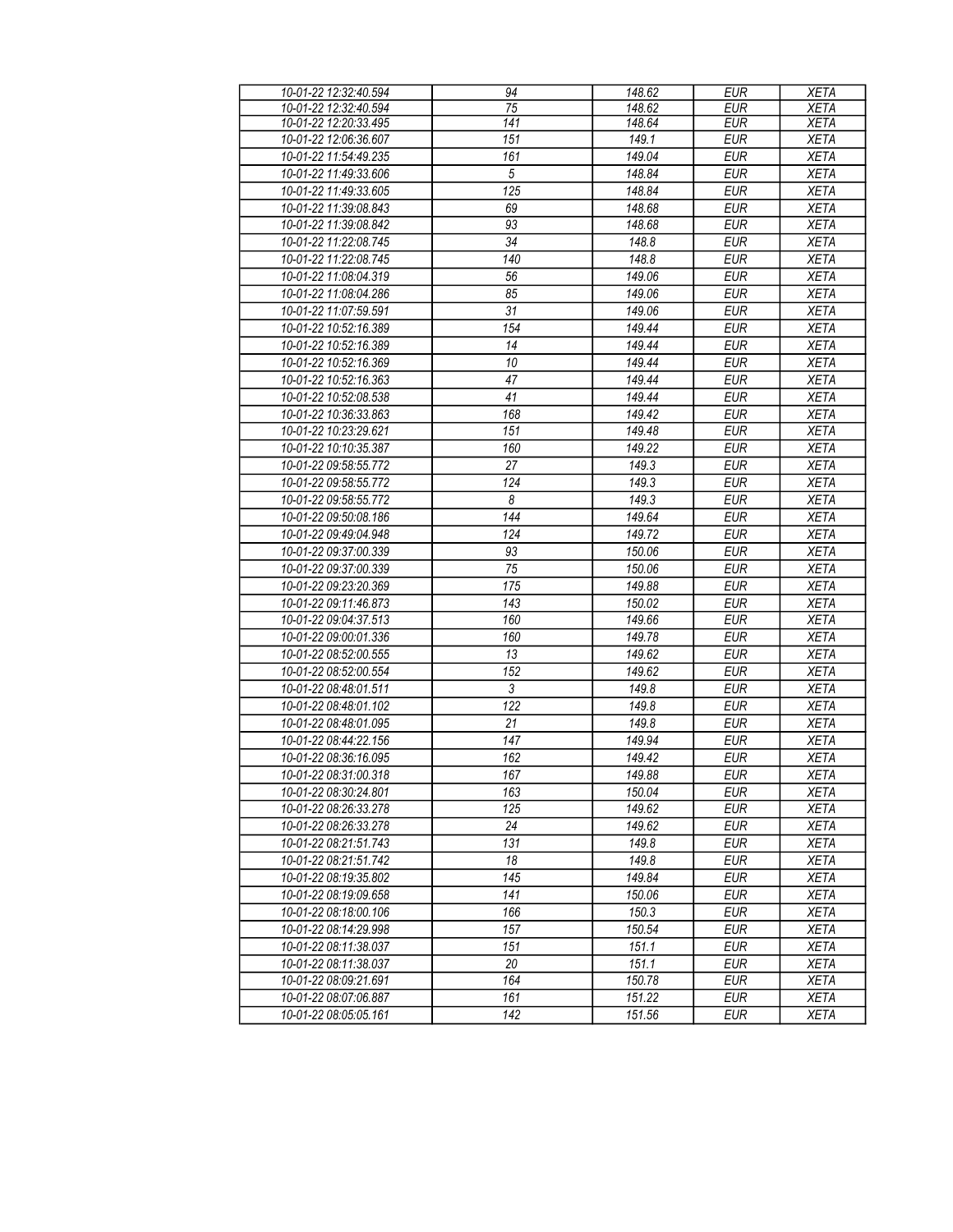| 10-01-22 12:32:40.594 | 94 | 148.62 | EUR | XETA |
|---|---|---|---|---|
| 10-01-22 12:32:40.594 | 75 | 148.62 | EUR | XETA |
| 10-01-22 12:20:33.495 | 141 | 148.64 | EUR | XETA |
| 10-01-22 12:06:36.607 | 151 | 149.1 | EUR | XETA |
| 10-01-22 11:54:49.235 | 161 | 149.04 | EUR | XETA |
| 10-01-22 11:49:33.606 | 5 | 148.84 | EUR | XETA |
| 10-01-22 11:49:33.605 | 125 | 148.84 | EUR | XETA |
| 10-01-22 11:39:08.843 | 69 | 148.68 | EUR | XETA |
| 10-01-22 11:39:08.842 | 93 | 148.68 | EUR | XETA |
| 10-01-22 11:22:08.745 | 34 | 148.8 | EUR | XETA |
| 10-01-22 11:22:08.745 | 140 | 148.8 | EUR | XETA |
| 10-01-22 11:08:04.319 | 56 | 149.06 | EUR | XETA |
| 10-01-22 11:08:04.286 | 85 | 149.06 | EUR | XETA |
| 10-01-22 11:07:59.591 | 31 | 149.06 | EUR | XETA |
| 10-01-22 10:52:16.389 | 154 | 149.44 | EUR | XETA |
| 10-01-22 10:52:16.389 | 14 | 149.44 | EUR | XETA |
| 10-01-22 10:52:16.369 | 10 | 149.44 | EUR | XETA |
| 10-01-22 10:52:16.363 | 47 | 149.44 | EUR | XETA |
| 10-01-22 10:52:08.538 | 41 | 149.44 | EUR | XETA |
| 10-01-22 10:36:33.863 | 168 | 149.42 | EUR | XETA |
| 10-01-22 10:23:29.621 | 151 | 149.48 | EUR | XETA |
| 10-01-22 10:10:35.387 | 160 | 149.22 | EUR | XETA |
| 10-01-22 09:58:55.772 | 27 | 149.3 | EUR | XETA |
| 10-01-22 09:58:55.772 | 124 | 149.3 | EUR | XETA |
| 10-01-22 09:58:55.772 | 8 | 149.3 | EUR | XETA |
| 10-01-22 09:50:08.186 | 144 | 149.64 | EUR | XETA |
| 10-01-22 09:49:04.948 | 124 | 149.72 | EUR | XETA |
| 10-01-22 09:37:00.339 | 93 | 150.06 | EUR | XETA |
| 10-01-22 09:37:00.339 | 75 | 150.06 | EUR | XETA |
| 10-01-22 09:23:20.369 | 175 | 149.88 | EUR | XETA |
| 10-01-22 09:11:46.873 | 143 | 150.02 | EUR | XETA |
| 10-01-22 09:04:37.513 | 160 | 149.66 | EUR | XETA |
| 10-01-22 09:00:01.336 | 160 | 149.78 | EUR | XETA |
| 10-01-22 08:52:00.555 | 13 | 149.62 | EUR | XETA |
| 10-01-22 08:52:00.554 | 152 | 149.62 | EUR | XETA |
| 10-01-22 08:48:01.511 | 3 | 149.8 | EUR | XETA |
| 10-01-22 08:48:01.102 | 122 | 149.8 | EUR | XETA |
| 10-01-22 08:48:01.095 | 21 | 149.8 | EUR | XETA |
| 10-01-22 08:44:22.156 | 147 | 149.94 | EUR | XETA |
| 10-01-22 08:36:16.095 | 162 | 149.42 | EUR | XETA |
| 10-01-22 08:31:00.318 | 167 | 149.88 | EUR | XETA |
| 10-01-22 08:30:24.801 | 163 | 150.04 | EUR | XETA |
| 10-01-22 08:26:33.278 | 125 | 149.62 | EUR | XETA |
| 10-01-22 08:26:33.278 | 24 | 149.62 | EUR | XETA |
| 10-01-22 08:21:51.743 | 131 | 149.8 | EUR | XETA |
| 10-01-22 08:21:51.742 | 18 | 149.8 | EUR | XETA |
| 10-01-22 08:19:35.802 | 145 | 149.84 | EUR | XETA |
| 10-01-22 08:19:09.658 | 141 | 150.06 | EUR | XETA |
| 10-01-22 08:18:00.106 | 166 | 150.3 | EUR | XETA |
| 10-01-22 08:14:29.998 | 157 | 150.54 | EUR | XETA |
| 10-01-22 08:11:38.037 | 151 | 151.1 | EUR | XETA |
| 10-01-22 08:11:38.037 | 20 | 151.1 | EUR | XETA |
| 10-01-22 08:09:21.691 | 164 | 150.78 | EUR | XETA |
| 10-01-22 08:07:06.887 | 161 | 151.22 | EUR | XETA |
| 10-01-22 08:05:05.161 | 142 | 151.56 | EUR | XETA |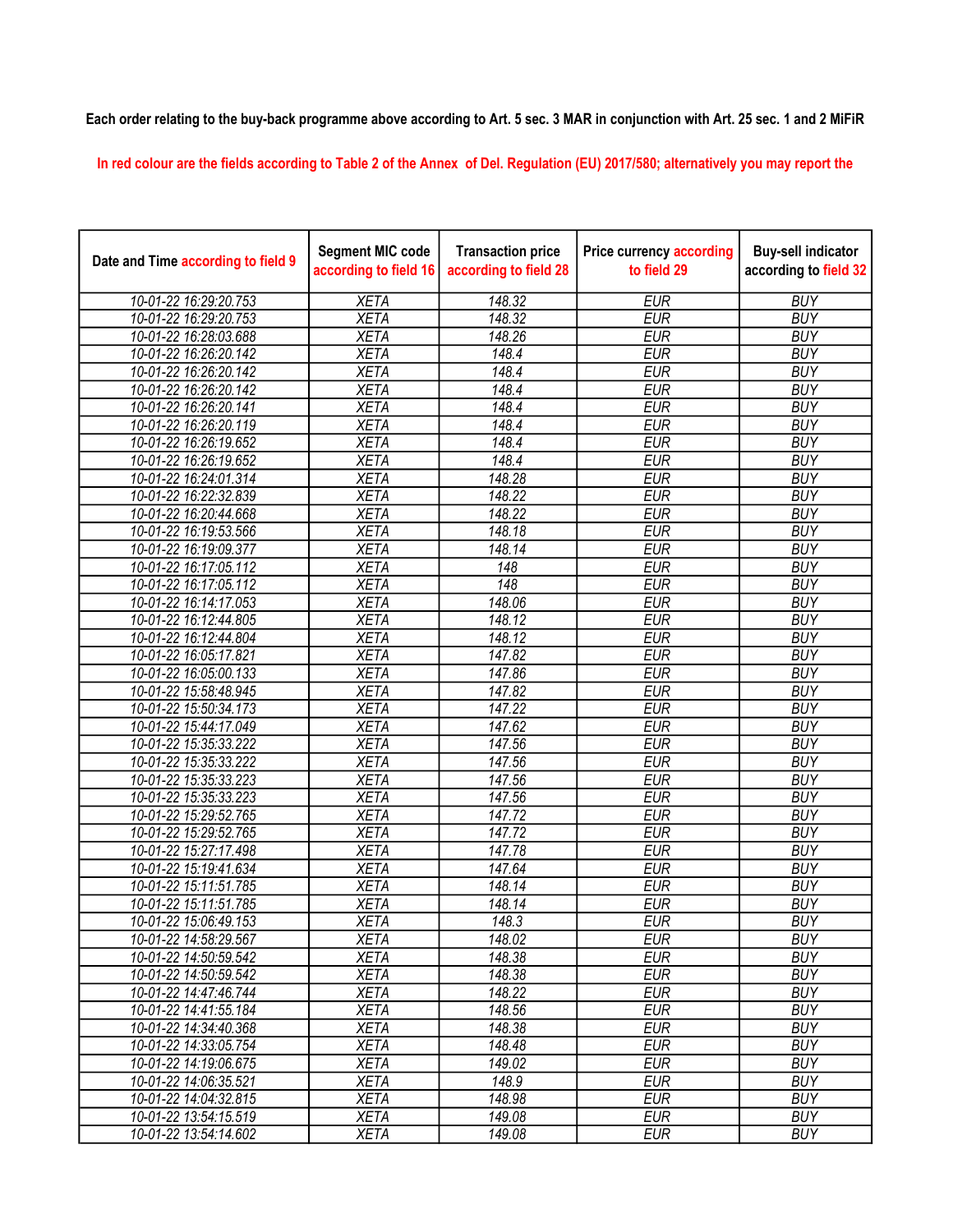Each order relating to the buy-back programme above according to Art. 5 sec. 3 MAR in conjunction with Art. 25 sec. 1 and 2 MiFiR

In red colour are the fields according to Table 2 of the Annex of Del. Regulation (EU) 2017/580; alternatively you may report the

| Date and Time according to field 9 | Segment MIC code according to field 16 | Transaction price according to field 28 | Price currency according to field 29 | Buy-sell indicator according to field 32 |
|---|---|---|---|---|
| 10-01-22 16:29:20.753 | XETA | 148.32 | EUR | BUY |
| 10-01-22 16:29:20.753 | XETA | 148.32 | EUR | BUY |
| 10-01-22 16:28:03.688 | XETA | 148.26 | EUR | BUY |
| 10-01-22 16:26:20.142 | XETA | 148.4 | EUR | BUY |
| 10-01-22 16:26:20.142 | XETA | 148.4 | EUR | BUY |
| 10-01-22 16:26:20.142 | XETA | 148.4 | EUR | BUY |
| 10-01-22 16:26:20.141 | XETA | 148.4 | EUR | BUY |
| 10-01-22 16:26:20.119 | XETA | 148.4 | EUR | BUY |
| 10-01-22 16:26:19.652 | XETA | 148.4 | EUR | BUY |
| 10-01-22 16:26:19.652 | XETA | 148.4 | EUR | BUY |
| 10-01-22 16:24:01.314 | XETA | 148.28 | EUR | BUY |
| 10-01-22 16:22:32.839 | XETA | 148.22 | EUR | BUY |
| 10-01-22 16:20:44.668 | XETA | 148.22 | EUR | BUY |
| 10-01-22 16:19:53.566 | XETA | 148.18 | EUR | BUY |
| 10-01-22 16:19:09.377 | XETA | 148.14 | EUR | BUY |
| 10-01-22 16:17:05.112 | XETA | 148 | EUR | BUY |
| 10-01-22 16:17:05.112 | XETA | 148 | EUR | BUY |
| 10-01-22 16:14:17.053 | XETA | 148.06 | EUR | BUY |
| 10-01-22 16:12:44.805 | XETA | 148.12 | EUR | BUY |
| 10-01-22 16:12:44.804 | XETA | 148.12 | EUR | BUY |
| 10-01-22 16:05:17.821 | XETA | 147.82 | EUR | BUY |
| 10-01-22 16:05:00.133 | XETA | 147.86 | EUR | BUY |
| 10-01-22 15:58:48.945 | XETA | 147.82 | EUR | BUY |
| 10-01-22 15:50:34.173 | XETA | 147.22 | EUR | BUY |
| 10-01-22 15:44:17.049 | XETA | 147.62 | EUR | BUY |
| 10-01-22 15:35:33.222 | XETA | 147.56 | EUR | BUY |
| 10-01-22 15:35:33.222 | XETA | 147.56 | EUR | BUY |
| 10-01-22 15:35:33.223 | XETA | 147.56 | EUR | BUY |
| 10-01-22 15:35:33.223 | XETA | 147.56 | EUR | BUY |
| 10-01-22 15:29:52.765 | XETA | 147.72 | EUR | BUY |
| 10-01-22 15:29:52.765 | XETA | 147.72 | EUR | BUY |
| 10-01-22 15:27:17.498 | XETA | 147.78 | EUR | BUY |
| 10-01-22 15:19:41.634 | XETA | 147.64 | EUR | BUY |
| 10-01-22 15:11:51.785 | XETA | 148.14 | EUR | BUY |
| 10-01-22 15:11:51.785 | XETA | 148.14 | EUR | BUY |
| 10-01-22 15:06:49.153 | XETA | 148.3 | EUR | BUY |
| 10-01-22 14:58:29.567 | XETA | 148.02 | EUR | BUY |
| 10-01-22 14:50:59.542 | XETA | 148.38 | EUR | BUY |
| 10-01-22 14:50:59.542 | XETA | 148.38 | EUR | BUY |
| 10-01-22 14:47:46.744 | XETA | 148.22 | EUR | BUY |
| 10-01-22 14:41:55.184 | XETA | 148.56 | EUR | BUY |
| 10-01-22 14:34:40.368 | XETA | 148.38 | EUR | BUY |
| 10-01-22 14:33:05.754 | XETA | 148.48 | EUR | BUY |
| 10-01-22 14:19:06.675 | XETA | 149.02 | EUR | BUY |
| 10-01-22 14:06:35.521 | XETA | 148.9 | EUR | BUY |
| 10-01-22 14:04:32.815 | XETA | 148.98 | EUR | BUY |
| 10-01-22 13:54:15.519 | XETA | 149.08 | EUR | BUY |
| 10-01-22 13:54:14.602 | XETA | 149.08 | EUR | BUY |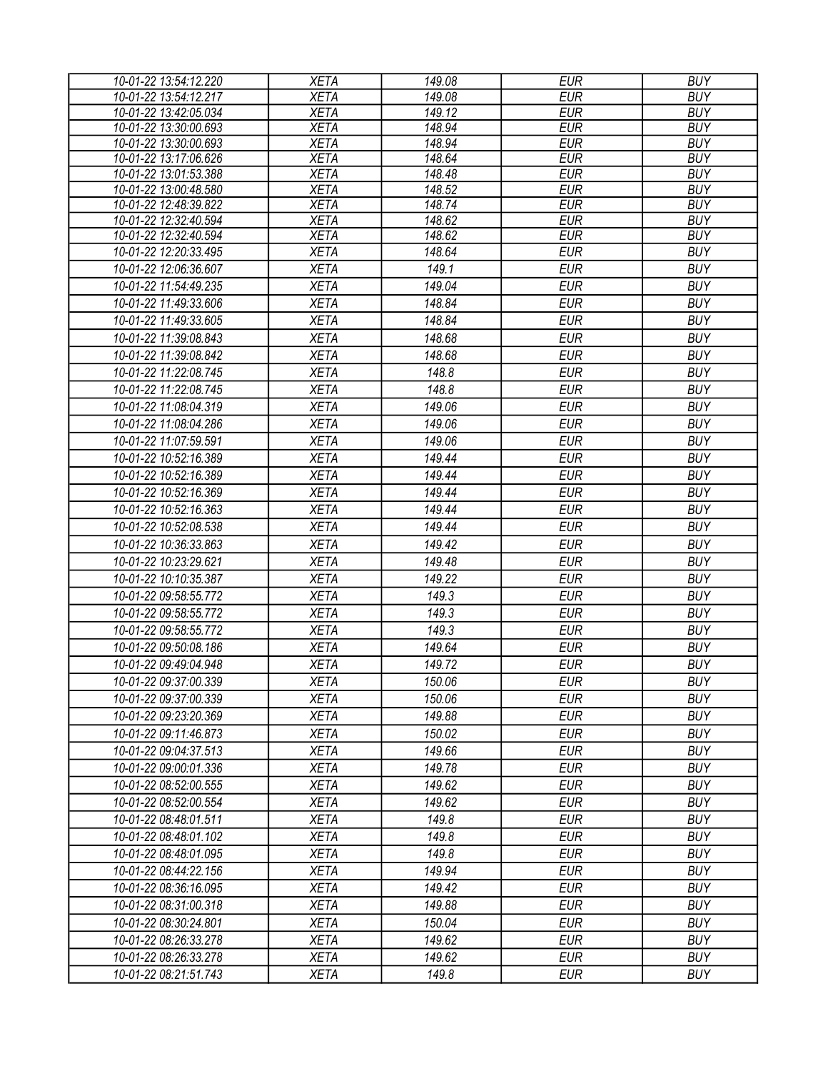| 10-01-22 13:54:12.220 | XETA | 149.08 | EUR | BUY |
|---|---|---|---|---|
| 10-01-22 13:54:12.217 | XETA | 149.08 | EUR | BUY |
| 10-01-22 13:42:05.034 | XETA | 149.12 | EUR | BUY |
| 10-01-22 13:30:00.693 | XETA | 148.94 | EUR | BUY |
| 10-01-22 13:30:00.693 | XETA | 148.94 | EUR | BUY |
| 10-01-22 13:17:06.626 | XETA | 148.64 | EUR | BUY |
| 10-01-22 13:01:53.388 | XETA | 148.48 | EUR | BUY |
| 10-01-22 13:00:48.580 | XETA | 148.52 | EUR | BUY |
| 10-01-22 12:48:39.822 | XETA | 148.74 | EUR | BUY |
| 10-01-22 12:32:40.594 | XETA | 148.62 | EUR | BUY |
| 10-01-22 12:32:40.594 | XETA | 148.62 | EUR | BUY |
| 10-01-22 12:20:33.495 | XETA | 148.64 | EUR | BUY |
| 10-01-22 12:06:36.607 | XETA | 149.1 | EUR | BUY |
| 10-01-22 11:54:49.235 | XETA | 149.04 | EUR | BUY |
| 10-01-22 11:49:33.606 | XETA | 148.84 | EUR | BUY |
| 10-01-22 11:49:33.605 | XETA | 148.84 | EUR | BUY |
| 10-01-22 11:39:08.843 | XETA | 148.68 | EUR | BUY |
| 10-01-22 11:39:08.842 | XETA | 148.68 | EUR | BUY |
| 10-01-22 11:22:08.745 | XETA | 148.8 | EUR | BUY |
| 10-01-22 11:22:08.745 | XETA | 148.8 | EUR | BUY |
| 10-01-22 11:08:04.319 | XETA | 149.06 | EUR | BUY |
| 10-01-22 11:08:04.286 | XETA | 149.06 | EUR | BUY |
| 10-01-22 11:07:59.591 | XETA | 149.06 | EUR | BUY |
| 10-01-22 10:52:16.389 | XETA | 149.44 | EUR | BUY |
| 10-01-22 10:52:16.389 | XETA | 149.44 | EUR | BUY |
| 10-01-22 10:52:16.369 | XETA | 149.44 | EUR | BUY |
| 10-01-22 10:52:16.363 | XETA | 149.44 | EUR | BUY |
| 10-01-22 10:52:08.538 | XETA | 149.44 | EUR | BUY |
| 10-01-22 10:36:33.863 | XETA | 149.42 | EUR | BUY |
| 10-01-22 10:23:29.621 | XETA | 149.48 | EUR | BUY |
| 10-01-22 10:10:35.387 | XETA | 149.22 | EUR | BUY |
| 10-01-22 09:58:55.772 | XETA | 149.3 | EUR | BUY |
| 10-01-22 09:58:55.772 | XETA | 149.3 | EUR | BUY |
| 10-01-22 09:58:55.772 | XETA | 149.3 | EUR | BUY |
| 10-01-22 09:50:08.186 | XETA | 149.64 | EUR | BUY |
| 10-01-22 09:49:04.948 | XETA | 149.72 | EUR | BUY |
| 10-01-22 09:37:00.339 | XETA | 150.06 | EUR | BUY |
| 10-01-22 09:37:00.339 | XETA | 150.06 | EUR | BUY |
| 10-01-22 09:23:20.369 | XETA | 149.88 | EUR | BUY |
| 10-01-22 09:11:46.873 | XETA | 150.02 | EUR | BUY |
| 10-01-22 09:04:37.513 | XETA | 149.66 | EUR | BUY |
| 10-01-22 09:00:01.336 | XETA | 149.78 | EUR | BUY |
| 10-01-22 08:52:00.555 | XETA | 149.62 | EUR | BUY |
| 10-01-22 08:52:00.554 | XETA | 149.62 | EUR | BUY |
| 10-01-22 08:48:01.511 | XETA | 149.8 | EUR | BUY |
| 10-01-22 08:48:01.102 | XETA | 149.8 | EUR | BUY |
| 10-01-22 08:48:01.095 | XETA | 149.8 | EUR | BUY |
| 10-01-22 08:44:22.156 | XETA | 149.94 | EUR | BUY |
| 10-01-22 08:36:16.095 | XETA | 149.42 | EUR | BUY |
| 10-01-22 08:31:00.318 | XETA | 149.88 | EUR | BUY |
| 10-01-22 08:30:24.801 | XETA | 150.04 | EUR | BUY |
| 10-01-22 08:26:33.278 | XETA | 149.62 | EUR | BUY |
| 10-01-22 08:26:33.278 | XETA | 149.62 | EUR | BUY |
| 10-01-22 08:21:51.743 | XETA | 149.8 | EUR | BUY |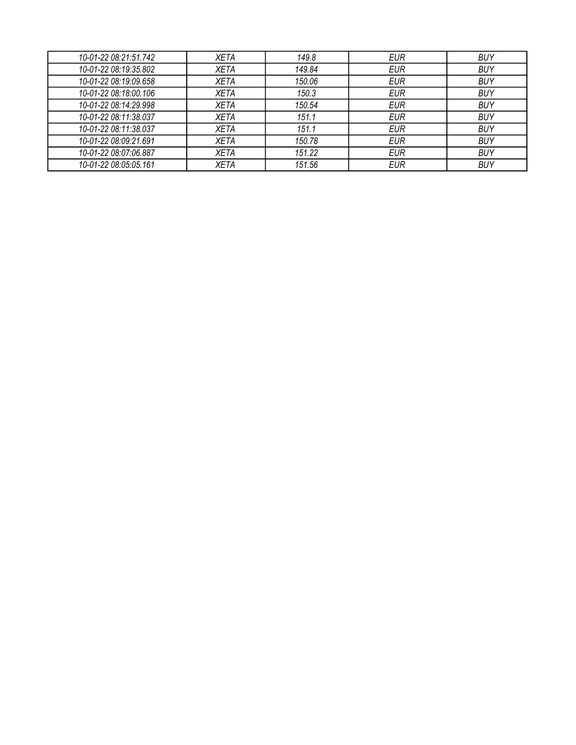| | | | | |
|---|---|---|---|---|
| *10-01-22 08:21:51.742* | *XETA* | *149.8* | *EUR* | *BUY* |
| *10-01-22 08:19:35.802* | *XETA* | *149.84* | *EUR* | *BUY* |
| *10-01-22 08:19:09.658* | *XETA* | *150.06* | *EUR* | *BUY* |
| *10-01-22 08:18:00.106* | *XETA* | *150.3* | *EUR* | *BUY* |
| *10-01-22 08:14:29.998* | *XETA* | *150.54* | *EUR* | *BUY* |
| *10-01-22 08:11:38.037* | *XETA* | *151.1* | *EUR* | *BUY* |
| *10-01-22 08:11:38.037* | *XETA* | *151.1* | *EUR* | *BUY* |
| *10-01-22 08:09:21.691* | *XETA* | *150.78* | *EUR* | *BUY* |
| *10-01-22 08:07:06.887* | *XETA* | *151.22* | *EUR* | *BUY* |
| *10-01-22 08:05:05.161* | *XETA* | *151.56* | *EUR* | *BUY* |